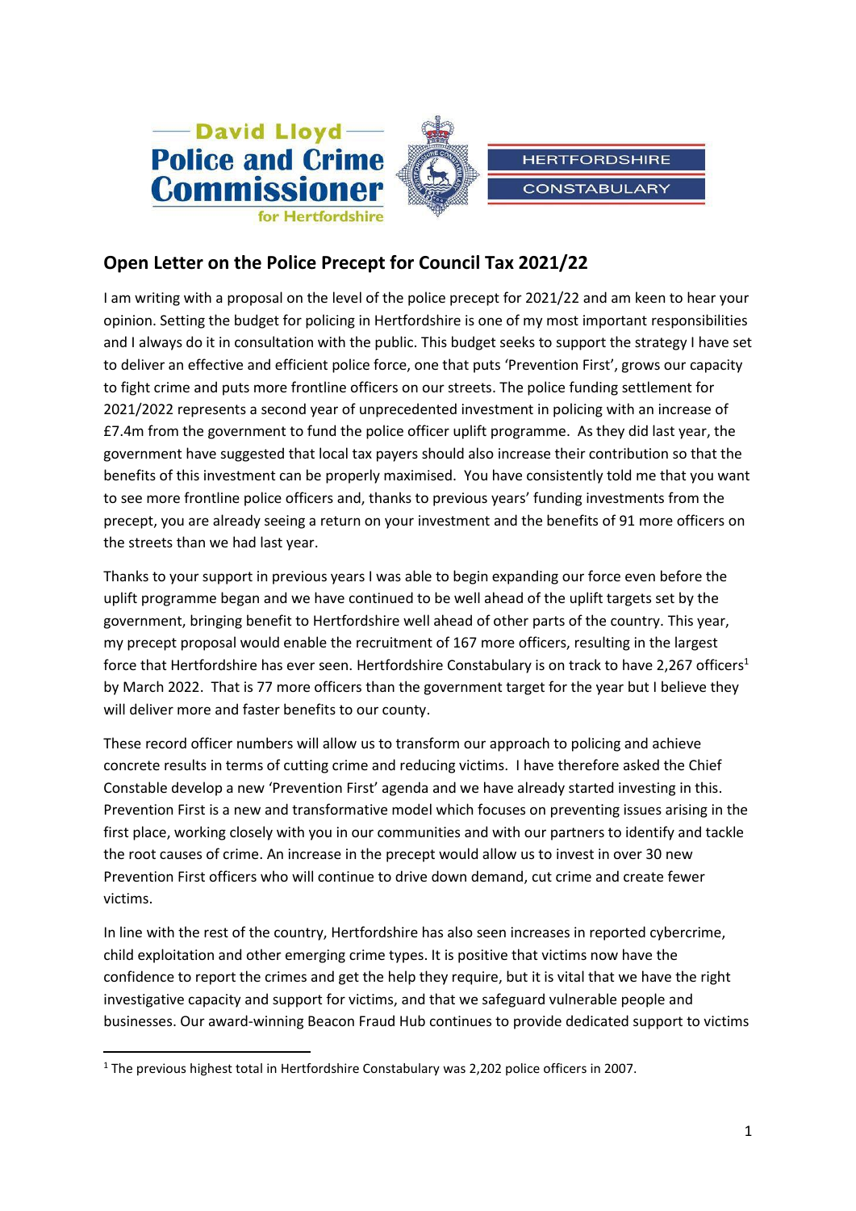David Lloyd Police and Crime Commissioner for Hertfordshire

HERTFORDSHIRE CONSTABULARY

## Open Letter on the Police Precept for Council Tax 2021/22

I am writing with a proposal on the level of the police precept for 2021/22 and am keen to hear your opinion. Setting the budget for policing in Hertfordshire is one of my most important responsibilities and I always do it in consultation with the public. This budget seeks to support the strategy I have set to deliver an effective and efficient police force, one that puts 'Prevention First', grows our capacity to fight crime and puts more frontline officers on our streets. The police funding settlement for 2021/2022 represents a second year of unprecedented investment in policing with an increase of £7.4m from the government to fund the police officer uplift programme. As they did last year, the government have suggested that local tax payers should also increase their contribution so that the benefits of this investment can be properly maximised. You have consistently told me that you want to see more frontline police officers and, thanks to previous years' funding investments from the precept, you are already seeing a return on your investment and the benefits of 91 more officers on the streets than we had last year.

Thanks to your support in previous years I was able to begin expanding our force even before the uplift programme began and we have continued to be well ahead of the uplift targets set by the government, bringing benefit to Hertfordshire well ahead of other parts of the country. This year, my precept proposal would enable the recruitment of 167 more officers, resulting in the largest force that Hertfordshire has ever seen. Hertfordshire Constabulary is on track to have 2,267 officers[1] by March 2022. That is 77 more officers than the government target for the year but I believe they will deliver more and faster benefits to our county.

These record officer numbers will allow us to transform our approach to policing and achieve concrete results in terms of cutting crime and reducing victims. I have therefore asked the Chief Constable develop a new 'Prevention First' agenda and we have already started investing in this. Prevention First is a new and transformative model which focuses on preventing issues arising in the first place, working closely with you in our communities and with our partners to identify and tackle the root causes of crime. An increase in the precept would allow us to invest in over 30 new Prevention First officers who will continue to drive down demand, cut crime and create fewer victims.

In line with the rest of the country, Hertfordshire has also seen increases in reported cybercrime, child exploitation and other emerging crime types. It is positive that victims now have the confidence to report the crimes and get the help they require, but it is vital that we have the right investigative capacity and support for victims, and that we safeguard vulnerable people and businesses. Our award-winning Beacon Fraud Hub continues to provide dedicated support to victims

[1] The previous highest total in Hertfordshire Constabulary was 2,202 police officers in 2007.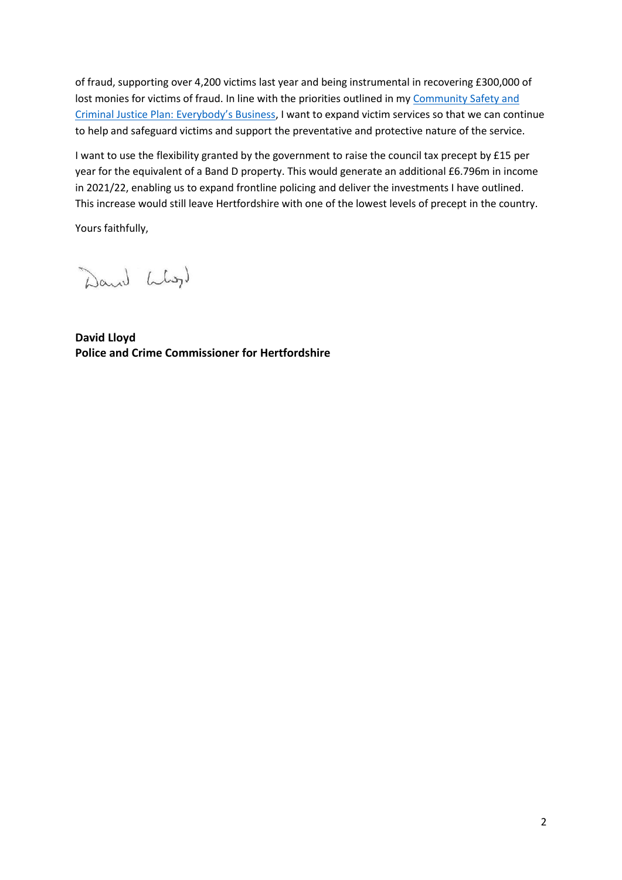of fraud, supporting over 4,200 victims last year and being instrumental in recovering £300,000 of lost monies for victims of fraud. In line with the priorities outlined in my [Community Safety and Criminal Justice Plan: Everybody's Business](), I want to expand victim services so that we can continue to help and safeguard victims and support the preventative and protective nature of the service.

I want to use the flexibility granted by the government to raise the council tax precept by £15 per year for the equivalent of a Band D property. This would generate an additional £6.796m in income in 2021/22, enabling us to expand frontline policing and deliver the investments I have outlined. This increase would still leave Hertfordshire with one of the lowest levels of precept in the country.

Yours faithfully,

David Lloyd

**David Lloyd**
**Police and Crime Commissioner for Hertfordshire**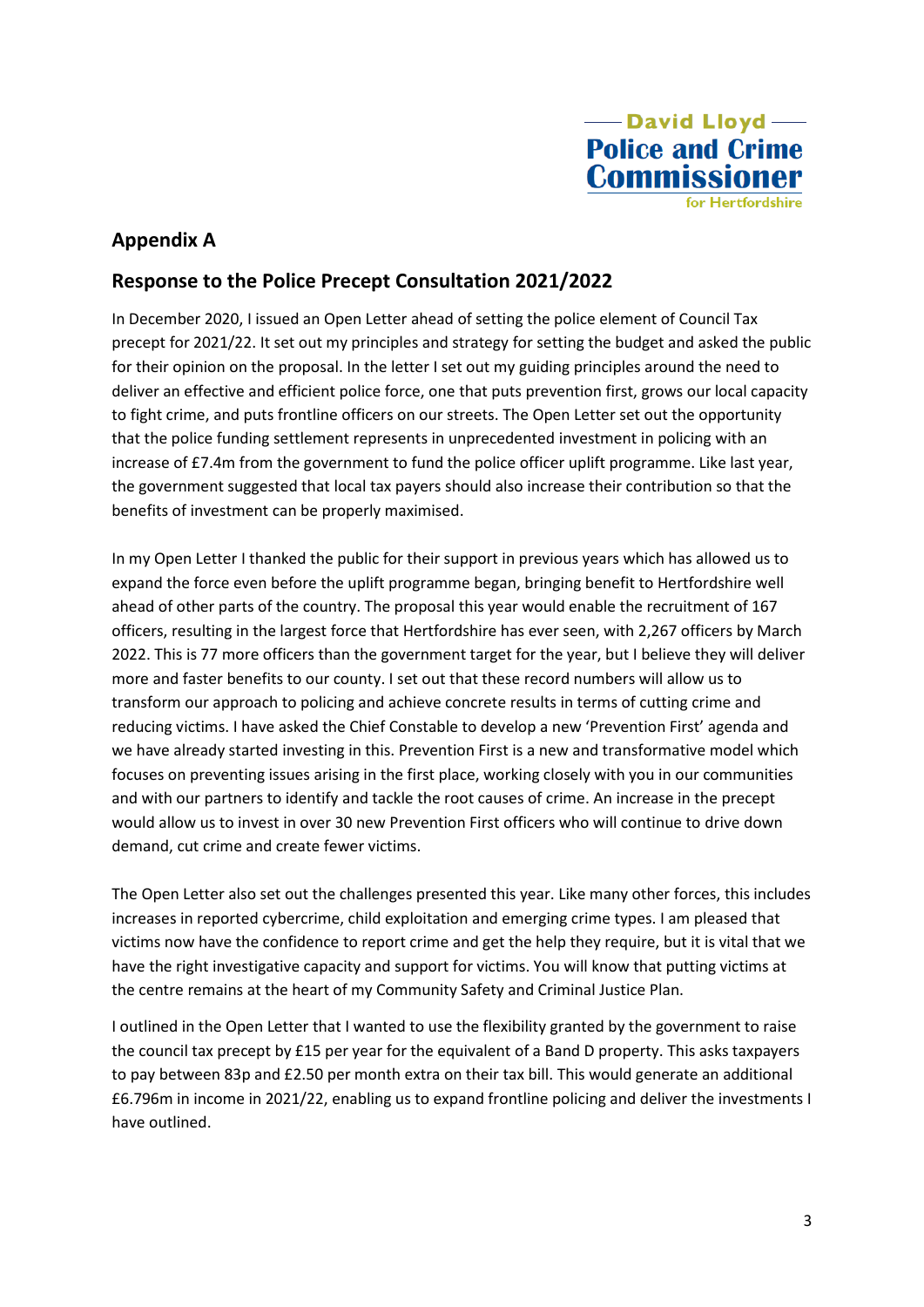David Lloyd
**Police and Crime Commissioner**
for Hertfordshire

## Appendix A

## Response to the Police Precept Consultation 2021/2022

In December 2020, I issued an Open Letter ahead of setting the police element of Council Tax precept for 2021/22. It set out my principles and strategy for setting the budget and asked the public for their opinion on the proposal. In the letter I set out my guiding principles around the need to deliver an effective and efficient police force, one that puts prevention first, grows our local capacity to fight crime, and puts frontline officers on our streets. The Open Letter set out the opportunity that the police funding settlement represents in unprecedented investment in policing with an increase of £7.4m from the government to fund the police officer uplift programme. Like last year, the government suggested that local tax payers should also increase their contribution so that the benefits of investment can be properly maximised.

In my Open Letter I thanked the public for their support in previous years which has allowed us to expand the force even before the uplift programme began, bringing benefit to Hertfordshire well ahead of other parts of the country. The proposal this year would enable the recruitment of 167 officers, resulting in the largest force that Hertfordshire has ever seen, with 2,267 officers by March 2022. This is 77 more officers than the government target for the year, but I believe they will deliver more and faster benefits to our county. I set out that these record numbers will allow us to transform our approach to policing and achieve concrete results in terms of cutting crime and reducing victims. I have asked the Chief Constable to develop a new 'Prevention First' agenda and we have already started investing in this. Prevention First is a new and transformative model which focuses on preventing issues arising in the first place, working closely with you in our communities and with our partners to identify and tackle the root causes of crime. An increase in the precept would allow us to invest in over 30 new Prevention First officers who will continue to drive down demand, cut crime and create fewer victims.

The Open Letter also set out the challenges presented this year. Like many other forces, this includes increases in reported cybercrime, child exploitation and emerging crime types. I am pleased that victims now have the confidence to report crime and get the help they require, but it is vital that we have the right investigative capacity and support for victims. You will know that putting victims at the centre remains at the heart of my Community Safety and Criminal Justice Plan.

I outlined in the Open Letter that I wanted to use the flexibility granted by the government to raise the council tax precept by £15 per year for the equivalent of a Band D property. This asks taxpayers to pay between 83p and £2.50 per month extra on their tax bill. This would generate an additional £6.796m in income in 2021/22, enabling us to expand frontline policing and deliver the investments I have outlined.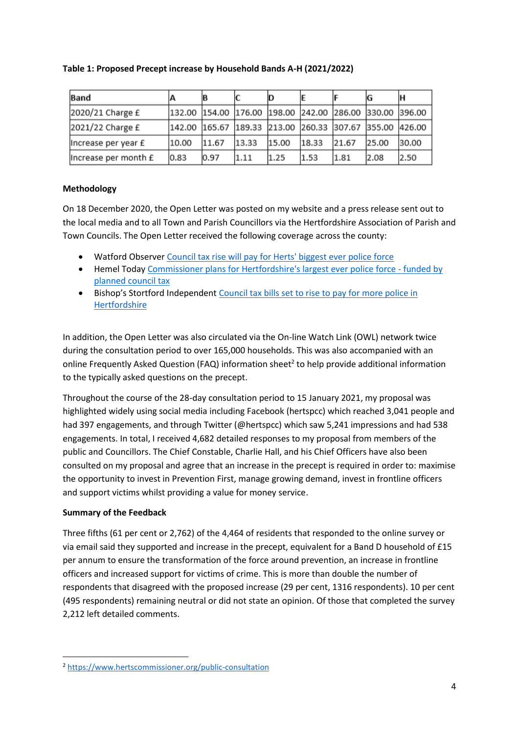**Table 1: Proposed Precept increase by Household Bands A-H (2021/2022)**

| Band | A | B | C | D | E | F | G | H |
|---|---|---|---|---|---|---|---|---|
| 2020/21 Charge £ | 132.00 | 154.00 | 176.00 | 198.00 | 242.00 | 286.00 | 330.00 | 396.00 |
| 2021/22 Charge £ | 142.00 | 165.67 | 189.33 | 213.00 | 260.33 | 307.67 | 355.00 | 426.00 |
| Increase per year £ | 10.00 | 11.67 | 13.33 | 15.00 | 18.33 | 21.67 | 25.00 | 30.00 |
| Increase per month £ | 0.83 | 0.97 | 1.11 | 1.25 | 1.53 | 1.81 | 2.08 | 2.50 |

**Methodology**

On 18 December 2020, the Open Letter was posted on my website and a press release sent out to the local media and to all Town and Parish Councillors via the Hertfordshire Association of Parish and Town Councils. The Open Letter received the following coverage across the county:

- Watford Observer Council tax rise will pay for Herts' biggest ever police force
- Hemel Today Commissioner plans for Hertfordshire's largest ever police force - funded by planned council tax
- Bishop's Stortford Independent Council tax bills set to rise to pay for more police in Hertfordshire

In addition, the Open Letter was also circulated via the On-line Watch Link (OWL) network twice during the consultation period to over 165,000 households. This was also accompanied with an online Frequently Asked Question (FAQ) information sheet[2] to help provide additional information to the typically asked questions on the precept.

Throughout the course of the 28-day consultation period to 15 January 2021, my proposal was highlighted widely using social media including Facebook (hertspcc) which reached 3,041 people and had 397 engagements, and through Twitter (@hertspcc) which saw 5,241 impressions and had 538 engagements. In total, I received 4,682 detailed responses to my proposal from members of the public and Councillors. The Chief Constable, Charlie Hall, and his Chief Officers have also been consulted on my proposal and agree that an increase in the precept is required in order to: maximise the opportunity to invest in Prevention First, manage growing demand, invest in frontline officers and support victims whilst providing a value for money service.

**Summary of the Feedback**

Three fifths (61 per cent or 2,762) of the 4,464 of residents that responded to the online survey or via email said they supported and increase in the precept, equivalent for a Band D household of £15 per annum to ensure the transformation of the force around prevention, an increase in frontline officers and increased support for victims of crime. This is more than double the number of respondents that disagreed with the proposed increase (29 per cent, 1316 respondents). 10 per cent (495 respondents) remaining neutral or did not state an opinion. Of those that completed the survey 2,212 left detailed comments.

[2] https://www.hertscommissioner.org/public-consultation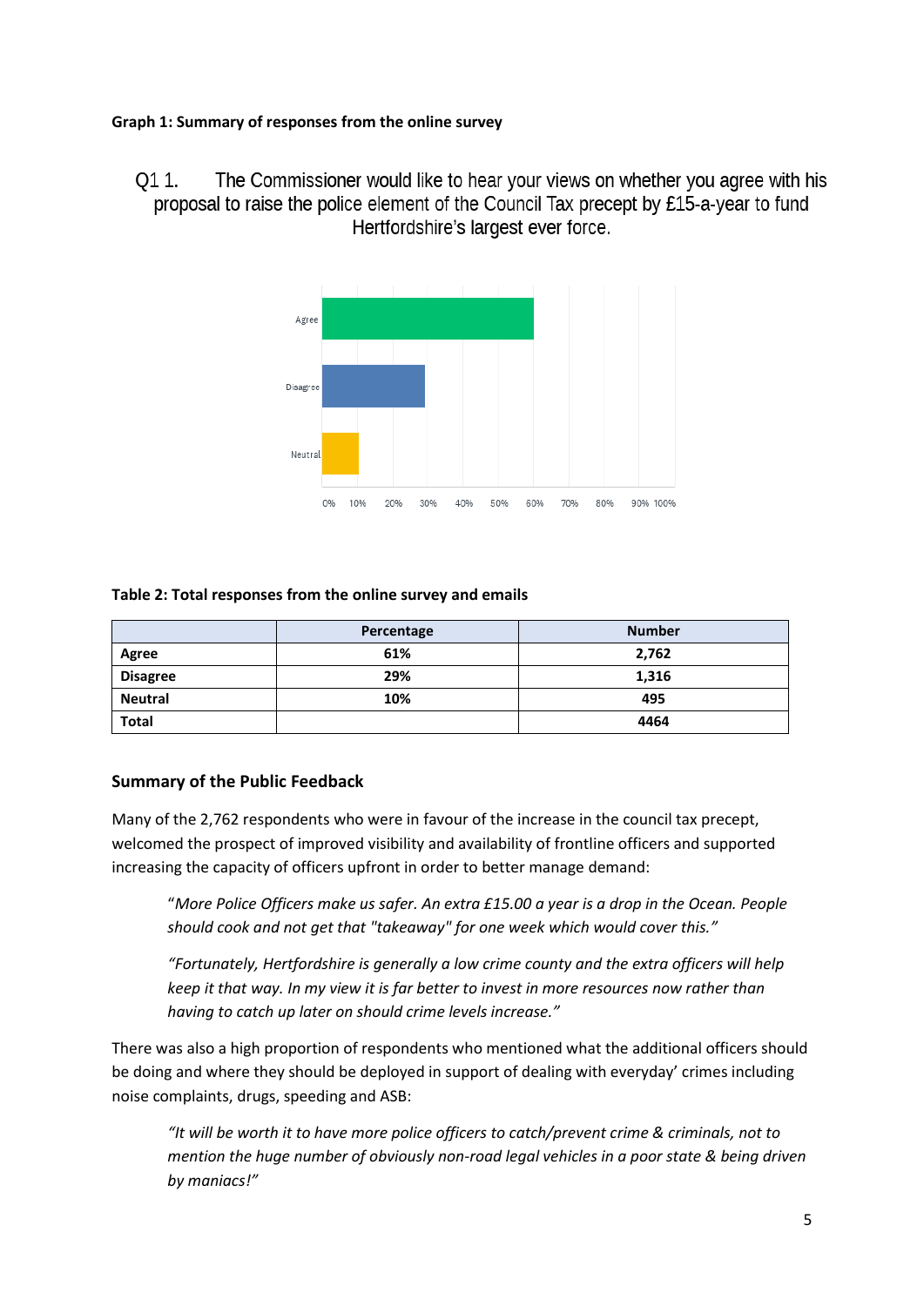**Graph 1: Summary of responses from the online survey**

Q1 1. The Commissioner would like to hear your views on whether you agree with his proposal to raise the police element of the Council Tax precept by £15-a-year to fund Hertfordshire's largest ever force.

Agree

Disagree

Neutral

0% 10% 20% 30% 40% 50% 60% 70% 80% 90% 100%

**Table 2: Total responses from the online survey and emails**

| | Percentage | Number |
|---|---|---|
| **Agree** | **61%** | **2,762** |
| **Disagree** | **29%** | **1,316** |
| **Neutral** | **10%** | **495** |
| **Total** | | **4464** |

## Summary of the Public Feedback

Many of the 2,762 respondents who were in favour of the increase in the council tax precept, welcomed the prospect of improved visibility and availability of frontline officers and supported increasing the capacity of officers upfront in order to better manage demand:

> "*More Police Officers make us safer. An extra £15.00 a year is a drop in the Ocean. People should cook and not get that "takeaway" for one week which would cover this."*

> *"Fortunately, Hertfordshire is generally a low crime county and the extra officers will help keep it that way. In my view it is far better to invest in more resources now rather than having to catch up later on should crime levels increase."*

There was also a high proportion of respondents who mentioned what the additional officers should be doing and where they should be deployed in support of dealing with everyday' crimes including noise complaints, drugs, speeding and ASB:

> *"It will be worth it to have more police officers to catch/prevent crime & criminals, not to mention the huge number of obviously non-road legal vehicles in a poor state & being driven by maniacs!"*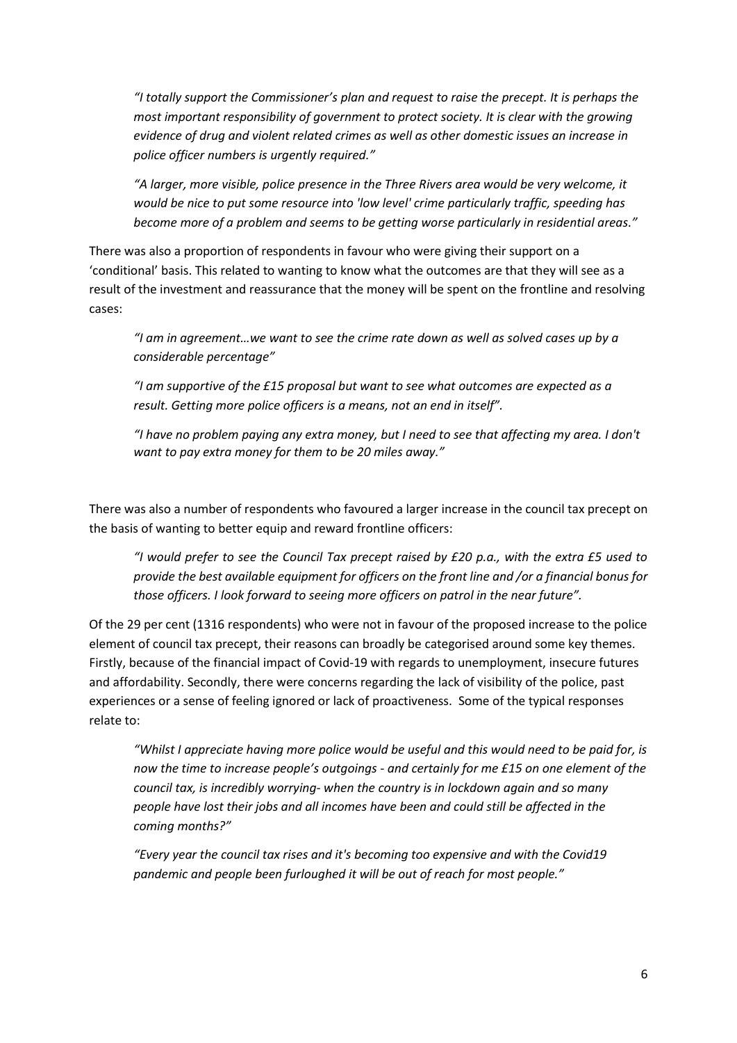*"I totally support the Commissioner's plan and request to raise the precept. It is perhaps the most important responsibility of government to protect society. It is clear with the growing evidence of drug and violent related crimes as well as other domestic issues an increase in police officer numbers is urgently required."*

*"A larger, more visible, police presence in the Three Rivers area would be very welcome, it would be nice to put some resource into 'low level' crime particularly traffic, speeding has become more of a problem and seems to be getting worse particularly in residential areas."*

There was also a proportion of respondents in favour who were giving their support on a 'conditional' basis. This related to wanting to know what the outcomes are that they will see as a result of the investment and reassurance that the money will be spent on the frontline and resolving cases:

*"I am in agreement…we want to see the crime rate down as well as solved cases up by a considerable percentage"*

*"I am supportive of the £15 proposal but want to see what outcomes are expected as a result. Getting more police officers is a means, not an end in itself".*

*"I have no problem paying any extra money, but I need to see that affecting my area. I don't want to pay extra money for them to be 20 miles away."*

There was also a number of respondents who favoured a larger increase in the council tax precept on the basis of wanting to better equip and reward frontline officers:

*"I would prefer to see the Council Tax precept raised by £20 p.a., with the extra £5 used to provide the best available equipment for officers on the front line and /or a financial bonus for those officers. I look forward to seeing more officers on patrol in the near future".*

Of the 29 per cent (1316 respondents) who were not in favour of the proposed increase to the police element of council tax precept, their reasons can broadly be categorised around some key themes. Firstly, because of the financial impact of Covid-19 with regards to unemployment, insecure futures and affordability. Secondly, there were concerns regarding the lack of visibility of the police, past experiences or a sense of feeling ignored or lack of proactiveness. Some of the typical responses relate to:

*"Whilst I appreciate having more police would be useful and this would need to be paid for, is now the time to increase people's outgoings - and certainly for me £15 on one element of the council tax, is incredibly worrying- when the country is in lockdown again and so many people have lost their jobs and all incomes have been and could still be affected in the coming months?"*

*"Every year the council tax rises and it's becoming too expensive and with the Covid19 pandemic and people been furloughed it will be out of reach for most people."*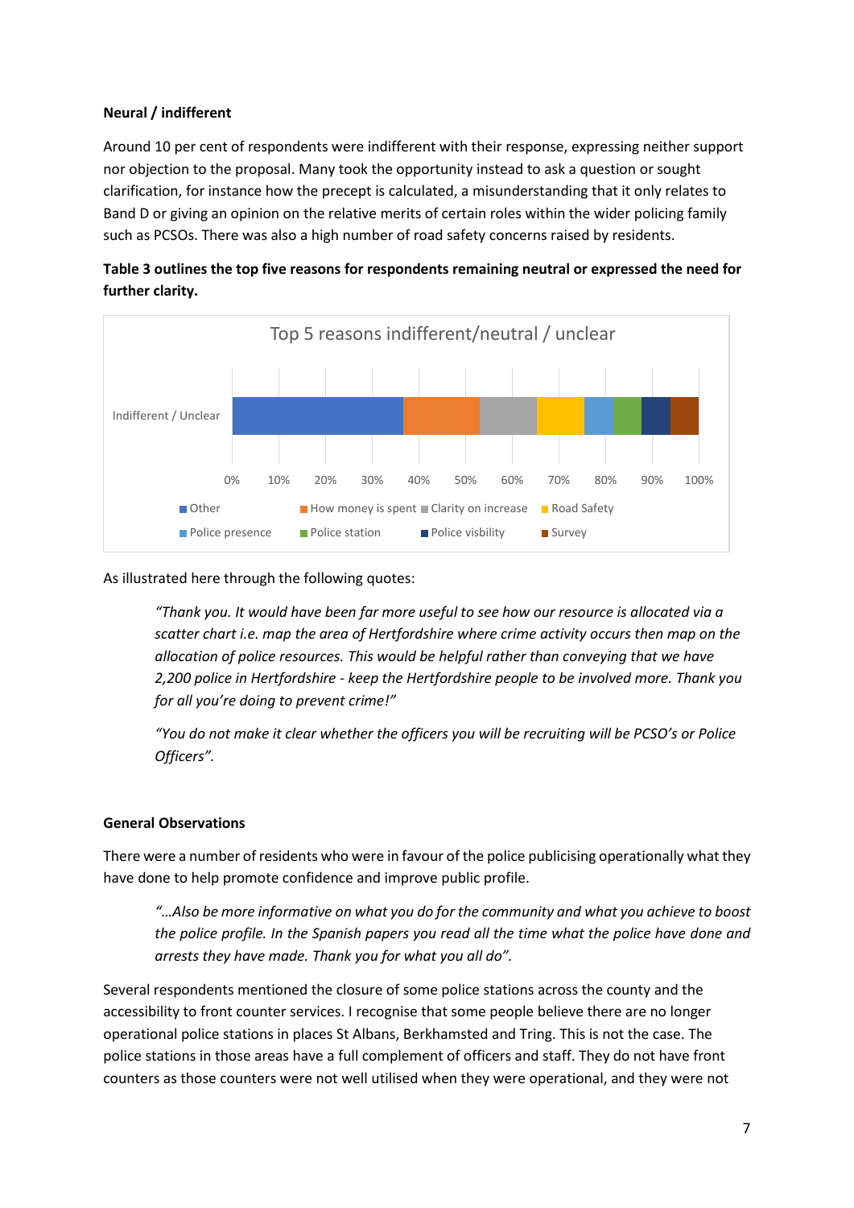**Neural / indifferent**

Around 10 per cent of respondents were indifferent with their response, expressing neither support nor objection to the proposal. Many took the opportunity instead to ask a question or sought clarification, for instance how the precept is calculated, a misunderstanding that it only relates to Band D or giving an opinion on the relative merits of certain roles within the wider policing family such as PCSOs. There was also a high number of road safety concerns raised by residents.

**Table 3 outlines the top five reasons for respondents remaining neutral or expressed the need for further clarity.**

Top 5 reasons indifferent/neutral / unclear

Indifferent / Unclear

0% 10% 20% 30% 40% 50% 60% 70% 80% 90% 100%

Other, How money is spent, Clarity on increase, Road Safety, Police presence, Police station, Police visbility, Survey

As illustrated here through the following quotes:

> *"Thank you. It would have been far more useful to see how our resource is allocated via a scatter chart i.e. map the area of Hertfordshire where crime activity occurs then map on the allocation of police resources. This would be helpful rather than conveying that we have 2,200 police in Hertfordshire - keep the Hertfordshire people to be involved more. Thank you for all you're doing to prevent crime!"*
>
> *"You do not make it clear whether the officers you will be recruiting will be PCSO's or Police Officers".*

**General Observations**

There were a number of residents who were in favour of the police publicising operationally what they have done to help promote confidence and improve public profile.

> *"…Also be more informative on what you do for the community and what you achieve to boost the police profile. In the Spanish papers you read all the time what the police have done and arrests they have made. Thank you for what you all do".*

Several respondents mentioned the closure of some police stations across the county and the accessibility to front counter services. I recognise that some people believe there are no longer operational police stations in places St Albans, Berkhamsted and Tring. This is not the case. The police stations in those areas have a full complement of officers and staff. They do not have front counters as those counters were not well utilised when they were operational, and they were not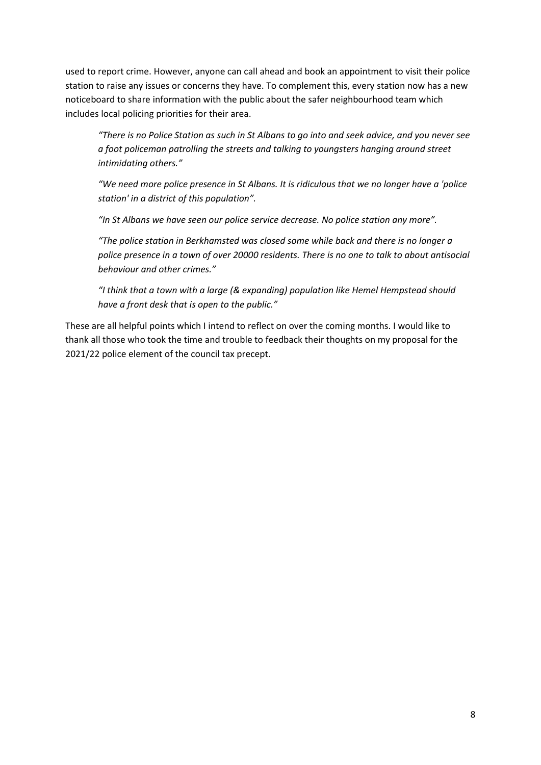used to report crime. However, anyone can call ahead and book an appointment to visit their police station to raise any issues or concerns they have. To complement this, every station now has a new noticeboard to share information with the public about the safer neighbourhood team which includes local policing priorities for their area.

> *"There is no Police Station as such in St Albans to go into and seek advice, and you never see a foot policeman patrolling the streets and talking to youngsters hanging around street intimidating others."*
>
> *"We need more police presence in St Albans. It is ridiculous that we no longer have a 'police station' in a district of this population".*
>
> *"In St Albans we have seen our police service decrease. No police station any more".*
>
> *"The police station in Berkhamsted was closed some while back and there is no longer a police presence in a town of over 20000 residents. There is no one to talk to about antisocial behaviour and other crimes."*
>
> *"I think that a town with a large (& expanding) population like Hemel Hempstead should have a front desk that is open to the public."*

These are all helpful points which I intend to reflect on over the coming months. I would like to thank all those who took the time and trouble to feedback their thoughts on my proposal for the 2021/22 police element of the council tax precept.